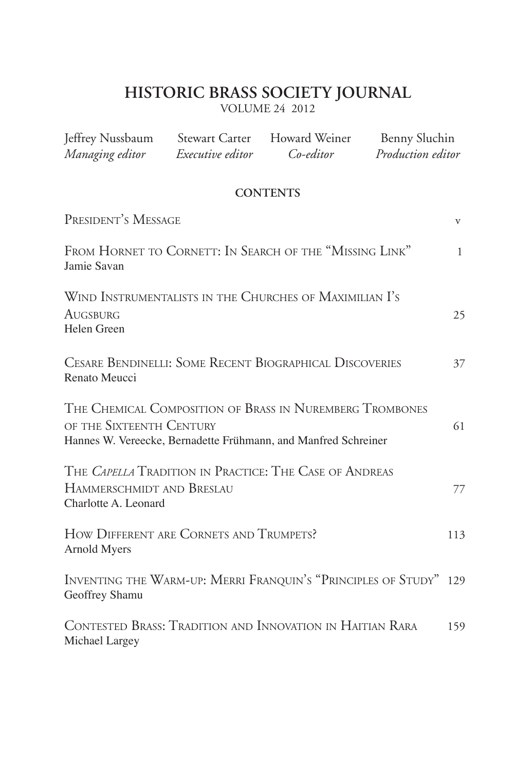# HISTORIC BRASS SOCIETY JOURNAL

VOLUME 24 2012

| Jeffrey Nussbaum | Stewart Carter | Howard Weiner | Benny Sluchin |
|---|---|---|---|
| *Managing editor* | *Executive editor* | *Co-editor* | *Production editor* |

## CONTENTS

President's Message — v

From Hornet to Cornett: In Search of the "Missing Link" — 1
Jamie Savan

Wind Instrumentalists in the Churches of Maximilian I's Augsburg — 25
Helen Green

Cesare Bendinelli: Some Recent Biographical Discoveries — 37
Renato Meucci

The Chemical Composition of Brass in Nuremberg Trombones of the Sixteenth Century — 61
Hannes W. Vereecke, Bernadette Frühmann, and Manfred Schreiner

The *Capella* Tradition in Practice: The Case of Andreas Hammerschmidt and Breslau — 77
Charlotte A. Leonard

How Different are Cornets and Trumpets? — 113
Arnold Myers

Inventing the Warm-up: Merri Franquin's "Principles of Study" — 129
Geoffrey Shamu

Contested Brass: Tradition and Innovation in Haitian Rara — 159
Michael Largey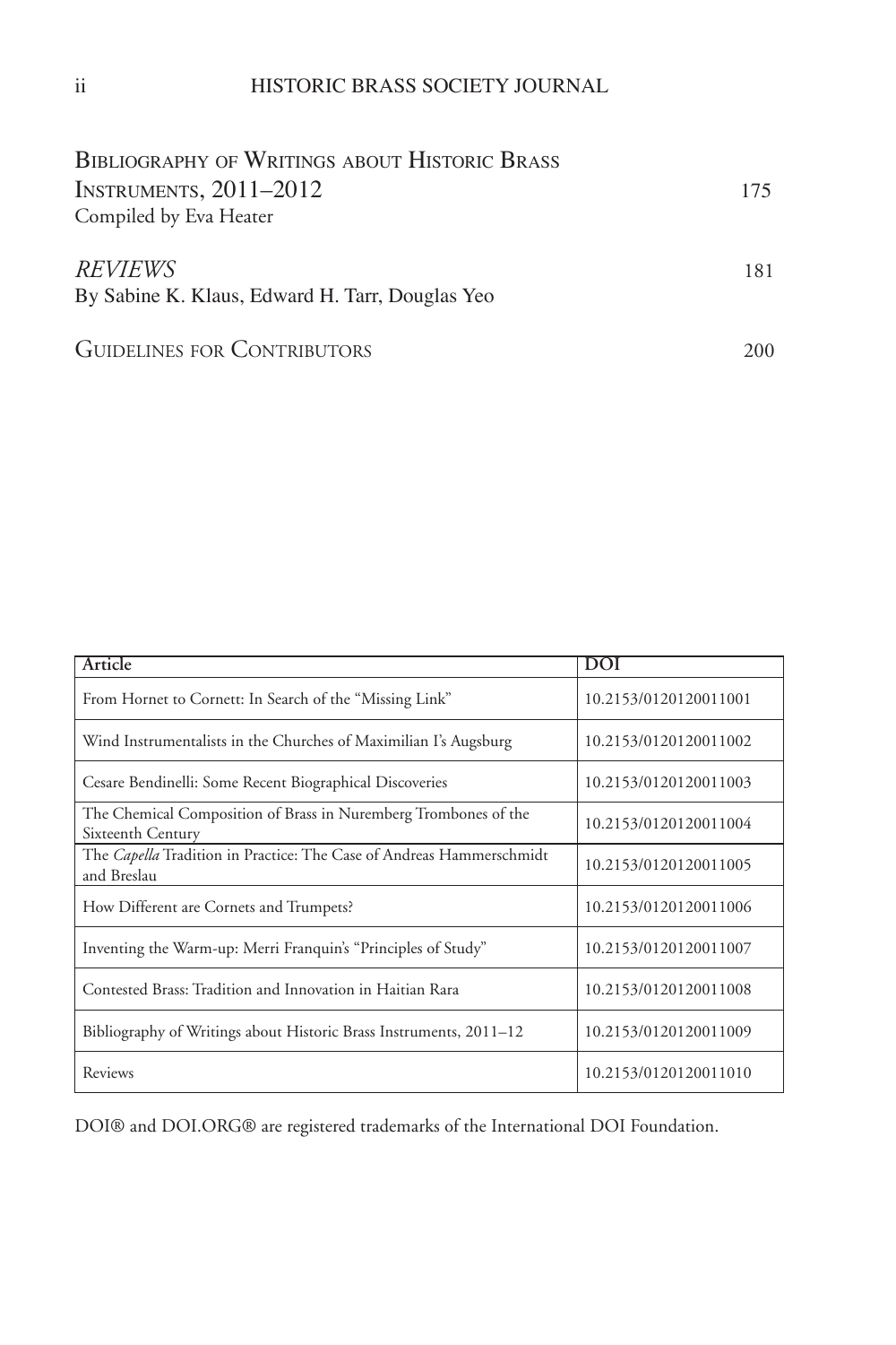Bibliography of Writings about Historic Brass Instruments, 2011–2012 — 175
Compiled by Eva Heater

*Reviews* — 181
By Sabine K. Klaus, Edward H. Tarr, Douglas Yeo

Guidelines for Contributors — 200

| Article | DOI |
|---|---|
| From Hornet to Cornett: In Search of the "Missing Link" | 10.2153/0120120011001 |
| Wind Instrumentalists in the Churches of Maximilian I's Augsburg | 10.2153/0120120011002 |
| Cesare Bendinelli: Some Recent Biographical Discoveries | 10.2153/0120120011003 |
| The Chemical Composition of Brass in Nuremberg Trombones of the Sixteenth Century | 10.2153/0120120011004 |
| The *Capella* Tradition in Practice: The Case of Andreas Hammerschmidt and Breslau | 10.2153/0120120011005 |
| How Different are Cornets and Trumpets? | 10.2153/0120120011006 |
| Inventing the Warm-up: Merri Franquin's "Principles of Study" | 10.2153/0120120011007 |
| Contested Brass: Tradition and Innovation in Haitian Rara | 10.2153/0120120011008 |
| Bibliography of Writings about Historic Brass Instruments, 2011–12 | 10.2153/0120120011009 |
| Reviews | 10.2153/0120120011010 |

DOI® and DOI.ORG® are registered trademarks of the International DOI Foundation.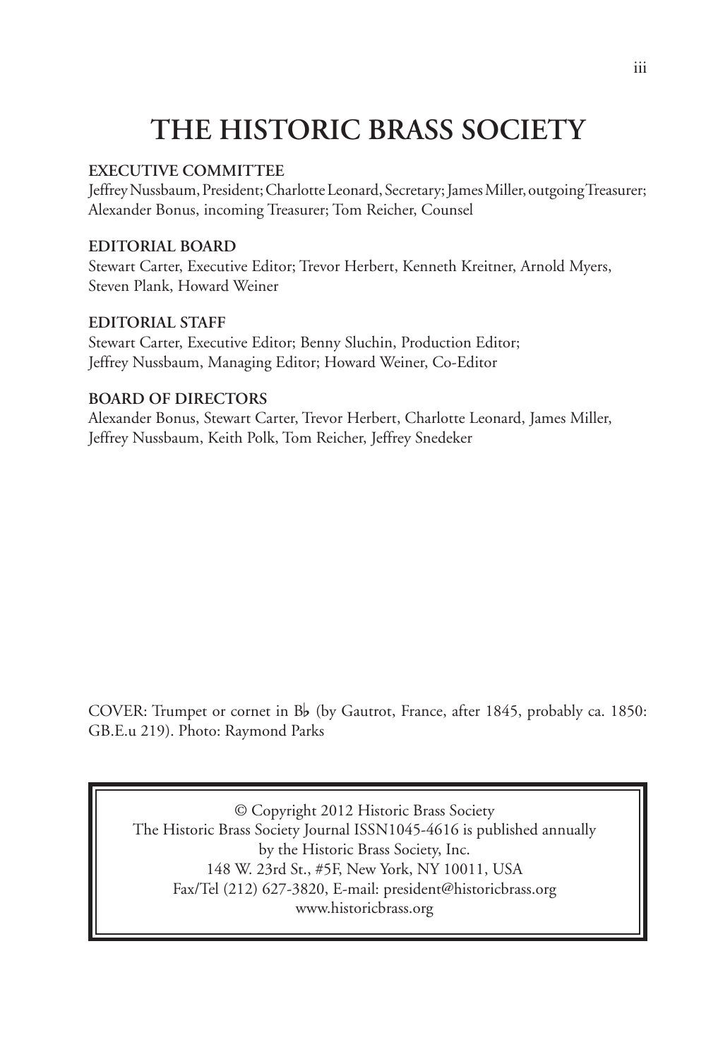# THE HISTORIC BRASS SOCIETY

**EXECUTIVE COMMITTEE**

Jeffrey Nussbaum, President; Charlotte Leonard, Secretary; James Miller, outgoing Treasurer; Alexander Bonus, incoming Treasurer; Tom Reicher, Counsel

**EDITORIAL BOARD**

Stewart Carter, Executive Editor; Trevor Herbert, Kenneth Kreitner, Arnold Myers, Steven Plank, Howard Weiner

**EDITORIAL STAFF**

Stewart Carter, Executive Editor; Benny Sluchin, Production Editor; Jeffrey Nussbaum, Managing Editor; Howard Weiner, Co-Editor

**BOARD OF DIRECTORS**

Alexander Bonus, Stewart Carter, Trevor Herbert, Charlotte Leonard, James Miller, Jeffrey Nussbaum, Keith Polk, Tom Reicher, Jeffrey Snedeker

COVER: Trumpet or cornet in B♭ (by Gautrot, France, after 1845, probably ca. 1850: GB.E.u 219). Photo: Raymond Parks

© Copyright 2012 Historic Brass Society
The Historic Brass Society Journal ISSN1045-4616 is published annually
by the Historic Brass Society, Inc.
148 W. 23rd St., #5F, New York, NY 10011, USA
Fax/Tel (212) 627-3820, E-mail: president@historicbrass.org
www.historicbrass.org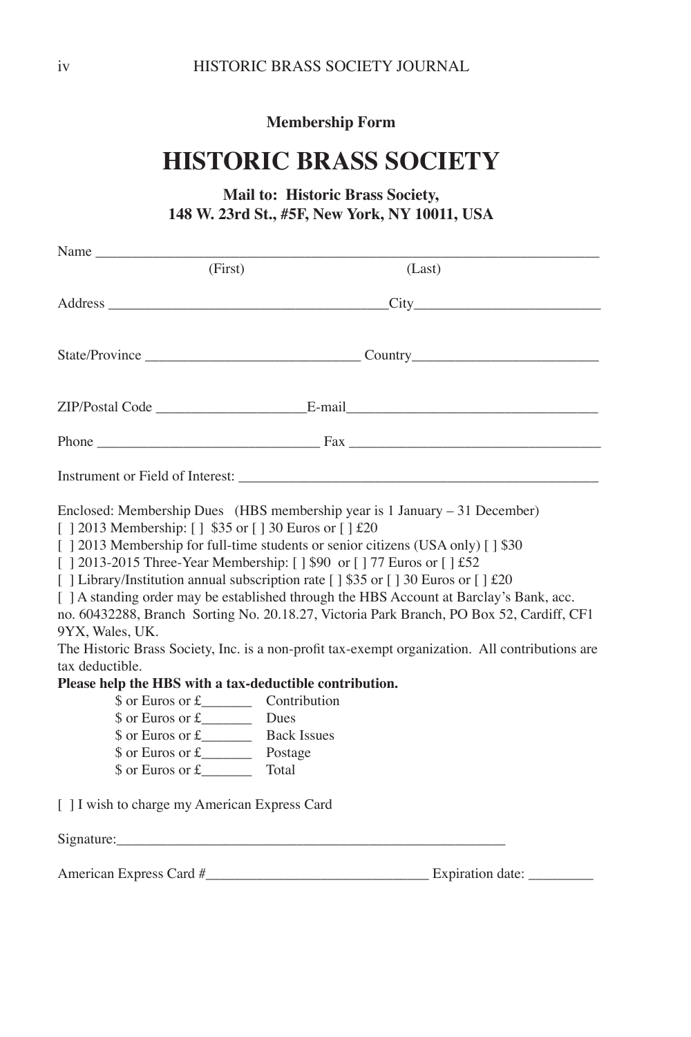**Membership Form**

# HISTORIC BRASS SOCIETY

**Mail to: Historic Brass Society,**
**148 W. 23rd St., #5F, New York, NY 10011, USA**

Name ________________________________________________________________________
(First) (Last)

Address ______________________________________City__________________________

State/Province _____________________________ Country_________________________

ZIP/Postal Code ____________________E-mail__________________________________

Phone ______________________________ Fax ___________________________________

Instrument or Field of Interest: ________________________________________________

Enclosed: Membership Dues (HBS membership year is 1 January – 31 December)
[ ] 2013 Membership: [ ] $35 or [ ] 30 Euros or [ ] £20
[ ] 2013 Membership for full-time students or senior citizens (USA only) [ ] $30
[ ] 2013-2015 Three-Year Membership: [ ] $90 or [ ] 77 Euros or [ ] £52
[ ] Library/Institution annual subscription rate [ ] $35 or [ ] 30 Euros or [ ] £20
[ ] A standing order may be established through the HBS Account at Barclay's Bank, acc. no. 60432288, Branch Sorting No. 20.18.27, Victoria Park Branch, PO Box 52, Cardiff, CF1 9YX, Wales, UK.
The Historic Brass Society, Inc. is a non-profit tax-exempt organization. All contributions are tax deductible.
**Please help the HBS with a tax-deductible contribution.**

$ or Euros or £_______ Contribution
$ or Euros or £_______ Dues
$ or Euros or £_______ Back Issues
$ or Euros or £_______ Postage
$ or Euros or £_______ Total

[ ] I wish to charge my American Express Card

Signature:_______________________________________________________

American Express Card #______________________________ Expiration date: _________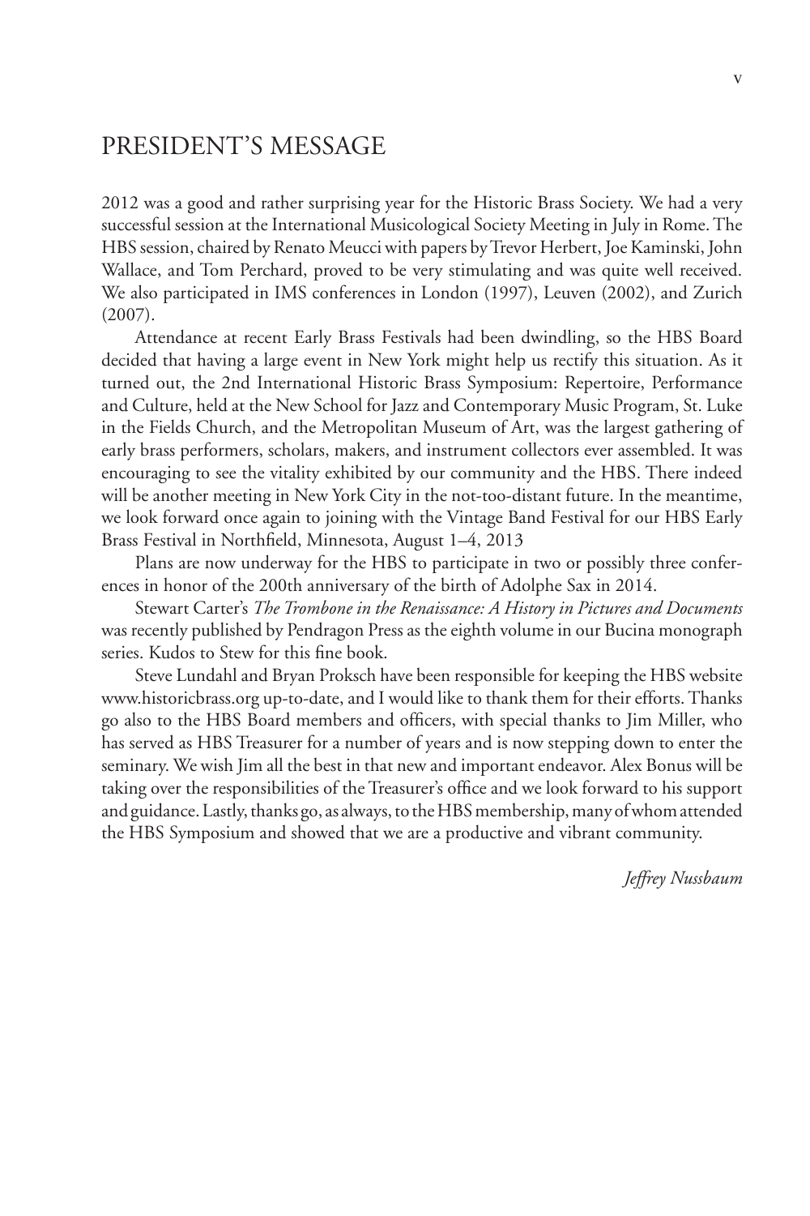# PRESIDENT'S MESSAGE

2012 was a good and rather surprising year for the Historic Brass Society. We had a very successful session at the International Musicological Society Meeting in July in Rome. The HBS session, chaired by Renato Meucci with papers by Trevor Herbert, Joe Kaminski, John Wallace, and Tom Perchard, proved to be very stimulating and was quite well received. We also participated in IMS conferences in London (1997), Leuven (2002), and Zurich (2007).

Attendance at recent Early Brass Festivals had been dwindling, so the HBS Board decided that having a large event in New York might help us rectify this situation. As it turned out, the 2nd International Historic Brass Symposium: Repertoire, Performance and Culture, held at the New School for Jazz and Contemporary Music Program, St. Luke in the Fields Church, and the Metropolitan Museum of Art, was the largest gathering of early brass performers, scholars, makers, and instrument collectors ever assembled. It was encouraging to see the vitality exhibited by our community and the HBS. There indeed will be another meeting in New York City in the not-too-distant future. In the meantime, we look forward once again to joining with the Vintage Band Festival for our HBS Early Brass Festival in Northfield, Minnesota, August 1–4, 2013

Plans are now underway for the HBS to participate in two or possibly three conferences in honor of the 200th anniversary of the birth of Adolphe Sax in 2014.

Stewart Carter's *The Trombone in the Renaissance: A History in Pictures and Documents* was recently published by Pendragon Press as the eighth volume in our Bucina monograph series. Kudos to Stew for this fine book.

Steve Lundahl and Bryan Proksch have been responsible for keeping the HBS website www.historicbrass.org up-to-date, and I would like to thank them for their efforts. Thanks go also to the HBS Board members and officers, with special thanks to Jim Miller, who has served as HBS Treasurer for a number of years and is now stepping down to enter the seminary. We wish Jim all the best in that new and important endeavor. Alex Bonus will be taking over the responsibilities of the Treasurer's office and we look forward to his support and guidance. Lastly, thanks go, as always, to the HBS membership, many of whom attended the HBS Symposium and showed that we are a productive and vibrant community.

*Jeffrey Nussbaum*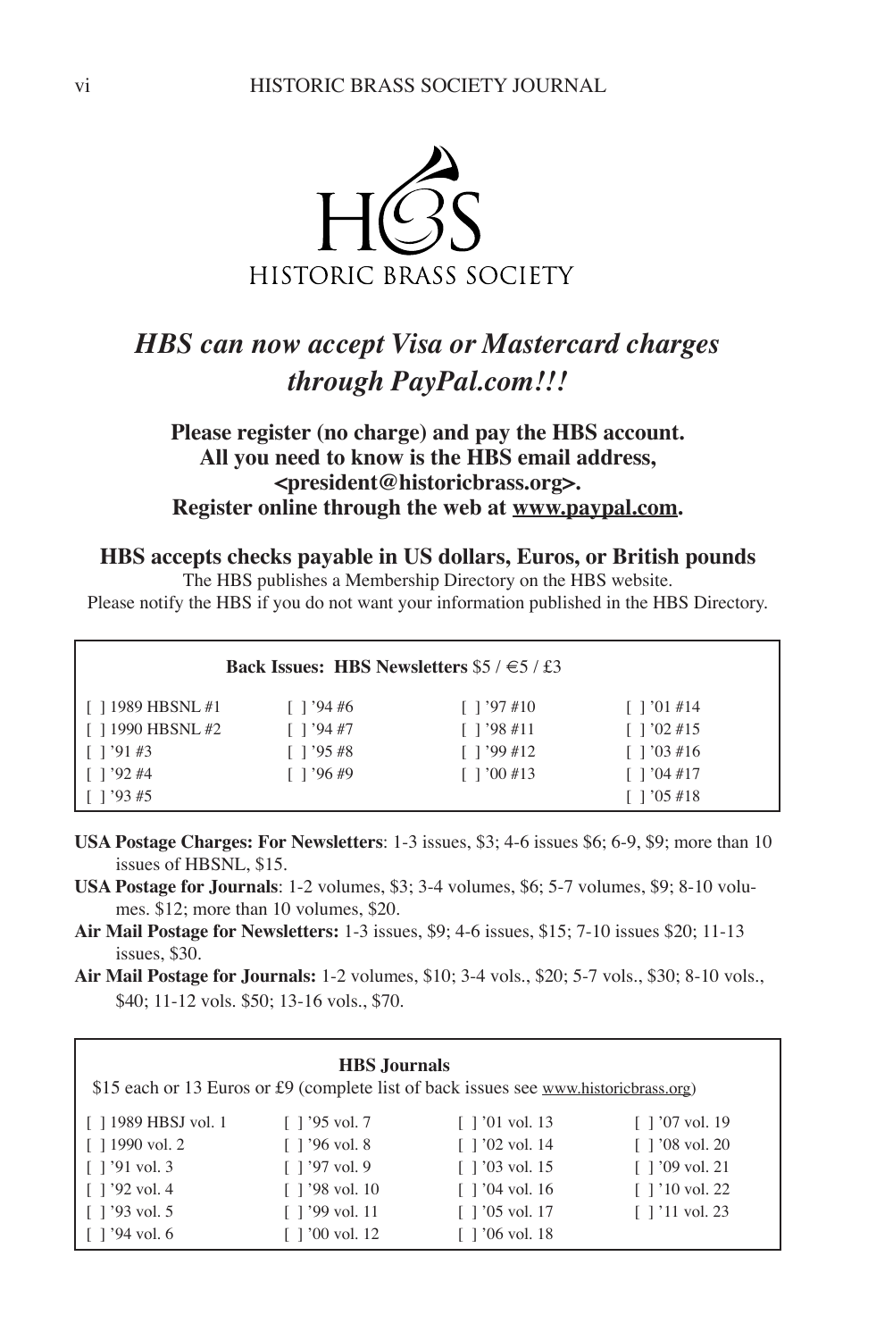HISTORIC BRASS SOCIETY

## *HBS can now accept Visa or Mastercard charges through PayPal.com!!!*

**Please register (no charge) and pay the HBS account.**
**All you need to know is the HBS email address, <president@historicbrass.org>.**
**Register online through the web at www.paypal.com.**

**HBS accepts checks payable in US dollars, Euros, or British pounds**

The HBS publishes a Membership Directory on the HBS website.
Please notify the HBS if you do not want your information published in the HBS Directory.

**Back Issues: HBS Newsletters** $5 / €5 / £3

| | | | |
|---|---|---|---|
| [ ] 1989 HBSNL #1 | [ ] '94 #6 | [ ] '97 #10 | [ ] '01 #14 |
| [ ] 1990 HBSNL #2 | [ ] '94 #7 | [ ] '98 #11 | [ ] '02 #15 |
| [ ] '91 #3 | [ ] '95 #8 | [ ] '99 #12 | [ ] '03 #16 |
| [ ] '92 #4 | [ ] '96 #9 | [ ] '00 #13 | [ ] '04 #17 |
| [ ] '93 #5 | | | [ ] '05 #18 |

**USA Postage Charges: For Newsletters**: 1-3 issues, $3; 4-6 issues $6; 6-9, $9; more than 10 issues of HBSNL, $15.

**USA Postage for Journals**: 1-2 volumes, $3; 3-4 volumes, $6; 5-7 volumes, $9; 8-10 volumes. $12; more than 10 volumes, $20.

**Air Mail Postage for Newsletters:** 1-3 issues, $9; 4-6 issues, $15; 7-10 issues $20; 11-13 issues, $30.

**Air Mail Postage for Journals:** 1-2 volumes, $10; 3-4 vols., $20; 5-7 vols., $30; 8-10 vols., $40; 11-12 vols. $50; 13-16 vols., $70.

**HBS Journals**

$15 each or 13 Euros or £9 (complete list of back issues see www.historicbrass.org)

| | | | |
|---|---|---|---|
| [ ] 1989 HBSJ vol. 1 | [ ] '95 vol. 7 | [ ] '01 vol. 13 | [ ] '07 vol. 19 |
| [ ] 1990 vol. 2 | [ ] '96 vol. 8 | [ ] '02 vol. 14 | [ ] '08 vol. 20 |
| [ ] '91 vol. 3 | [ ] '97 vol. 9 | [ ] '03 vol. 15 | [ ] '09 vol. 21 |
| [ ] '92 vol. 4 | [ ] '98 vol. 10 | [ ] '04 vol. 16 | [ ] '10 vol. 22 |
| [ ] '93 vol. 5 | [ ] '99 vol. 11 | [ ] '05 vol. 17 | [ ] '11 vol. 23 |
| [ ] '94 vol. 6 | [ ] '00 vol. 12 | [ ] '06 vol. 18 | |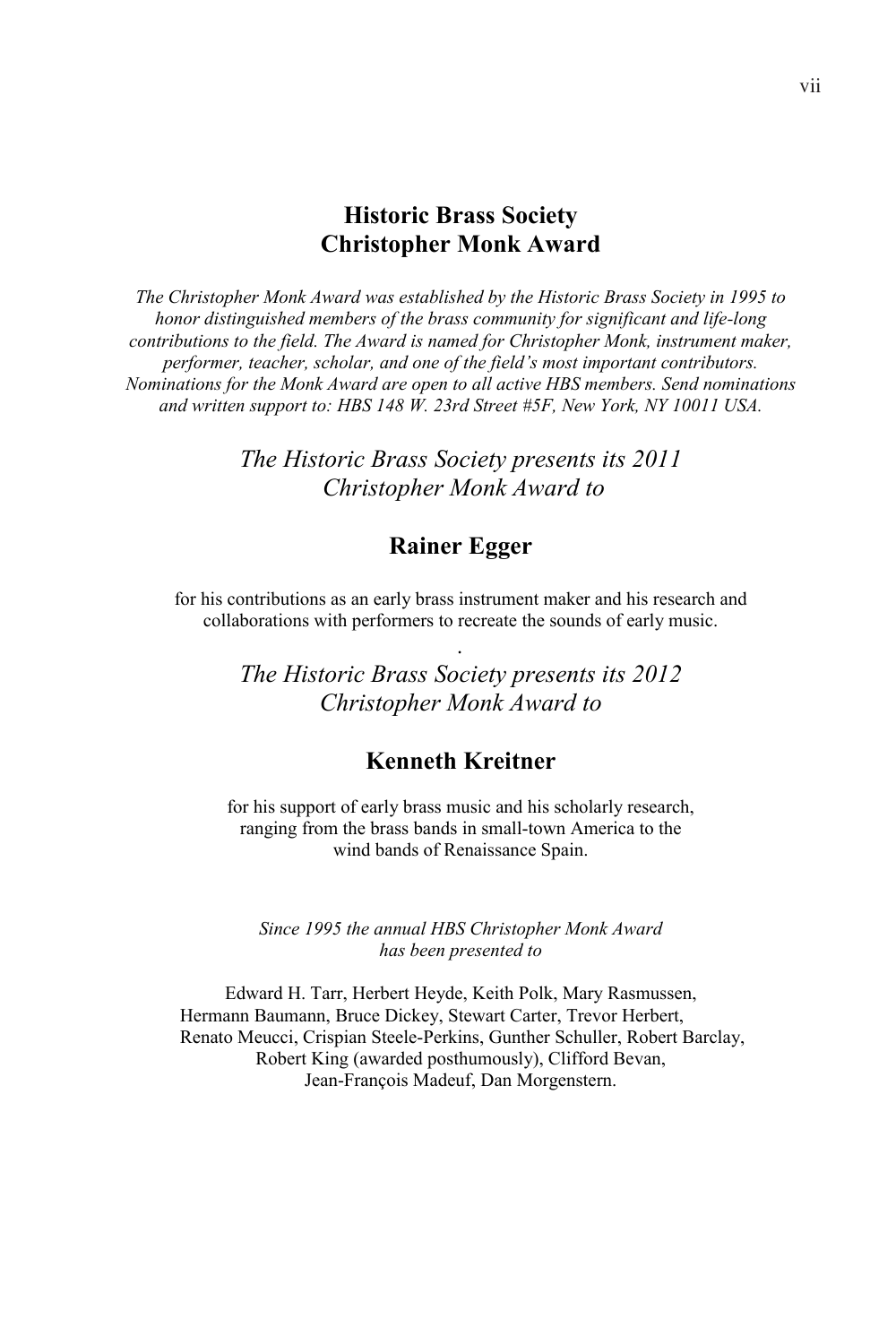# Historic Brass Society
# Christopher Monk Award

*The Christopher Monk Award was established by the Historic Brass Society in 1995 to honor distinguished members of the brass community for significant and life-long contributions to the field. The Award is named for Christopher Monk, instrument maker, performer, teacher, scholar, and one of the field's most important contributors. Nominations for the Monk Award are open to all active HBS members. Send nominations and written support to: HBS 148 W. 23rd Street #5F, New York, NY 10011 USA.*

*The Historic Brass Society presents its 2011 Christopher Monk Award to*

## Rainer Egger

for his contributions as an early brass instrument maker and his research and collaborations with performers to recreate the sounds of early music.

*The Historic Brass Society presents its 2012 Christopher Monk Award to*

## Kenneth Kreitner

for his support of early brass music and his scholarly research, ranging from the brass bands in small-town America to the wind bands of Renaissance Spain.

*Since 1995 the annual HBS Christopher Monk Award has been presented to*

Edward H. Tarr, Herbert Heyde, Keith Polk, Mary Rasmussen, Hermann Baumann, Bruce Dickey, Stewart Carter, Trevor Herbert, Renato Meucci, Crispian Steele-Perkins, Gunther Schuller, Robert Barclay, Robert King (awarded posthumously), Clifford Bevan, Jean-François Madeuf, Dan Morgenstern.